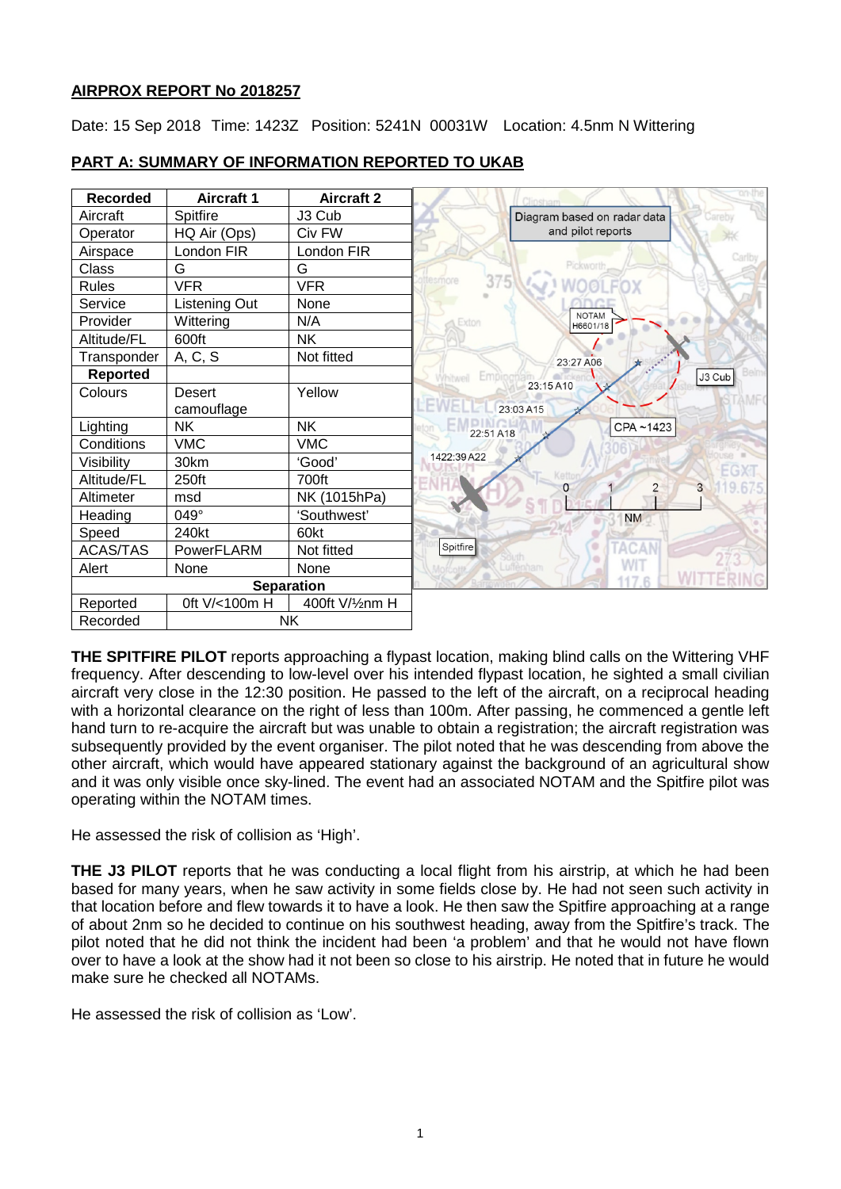**AIRPROX REPORT No 2018257**

Date: 15 Sep 2018 Time: 1423Z Position: 5241N 00031W Location: 4.5nm N Wittering

**PART A: SUMMARY OF INFORMATION REPORTED TO UKAB**

| Recorded | Aircraft 1 | Aircraft 2 |
|---|---|---|
| Aircraft | Spitfire | J3 Cub |
| Operator | HQ Air (Ops) | Civ FW |
| Airspace | London FIR | London FIR |
| Class | G | G |
| Rules | VFR | VFR |
| Service | Listening Out | None |
| Provider | Wittering | N/A |
| Altitude/FL | 600ft | NK |
| Transponder | A, C, S | Not fitted |
| **Reported** | | |
| Colours | Desert camouflage | Yellow |
| Lighting | NK | NK |
| Conditions | VMC | VMC |
| Visibility | 30km | 'Good' |
| Altitude/FL | 250ft | 700ft |
| Altimeter | msd | NK (1015hPa) |
| Heading | 049° | 'Southwest' |
| Speed | 240kt | 60kt |
| ACAS/TAS | PowerFLARM | Not fitted |
| Alert | None | None |
| **Separation** | | |
| Reported | 0ft V/<100m H | 400ft V/½nm H |
| Recorded | NK | |

Diagram based on radar data and pilot reports

**THE SPITFIRE PILOT** reports approaching a flypast location, making blind calls on the Wittering VHF frequency. After descending to low-level over his intended flypast location, he sighted a small civilian aircraft very close in the 12:30 position. He passed to the left of the aircraft, on a reciprocal heading with a horizontal clearance on the right of less than 100m. After passing, he commenced a gentle left hand turn to re-acquire the aircraft but was unable to obtain a registration; the aircraft registration was subsequently provided by the event organiser. The pilot noted that he was descending from above the other aircraft, which would have appeared stationary against the background of an agricultural show and it was only visible once sky-lined. The event had an associated NOTAM and the Spitfire pilot was operating within the NOTAM times.

He assessed the risk of collision as 'High'.

**THE J3 PILOT** reports that he was conducting a local flight from his airstrip, at which he had been based for many years, when he saw activity in some fields close by. He had not seen such activity in that location before and flew towards it to have a look. He then saw the Spitfire approaching at a range of about 2nm so he decided to continue on his southwest heading, away from the Spitfire's track. The pilot noted that he did not think the incident had been 'a problem' and that he would not have flown over to have a look at the show had it not been so close to his airstrip. He noted that in future he would make sure he checked all NOTAMs.

He assessed the risk of collision as 'Low'.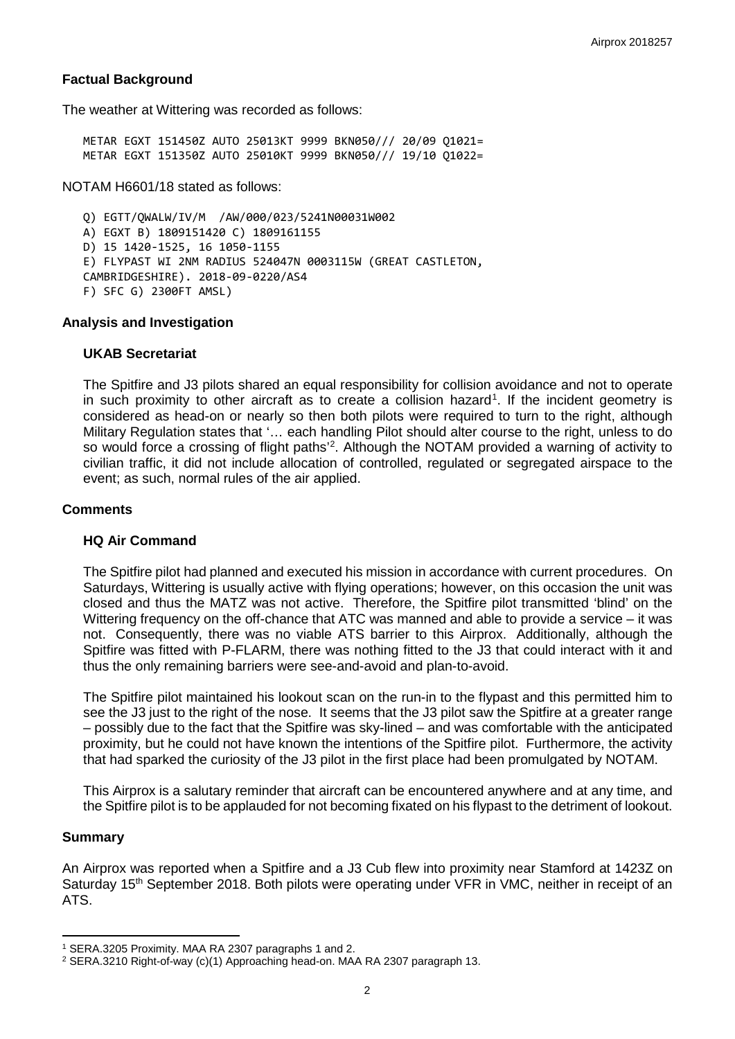## Factual Background

The weather at Wittering was recorded as follows:

```
METAR EGXT 151450Z AUTO 25013KT 9999 BKN050/// 20/09 Q1021=
METAR EGXT 151350Z AUTO 25010KT 9999 BKN050/// 19/10 Q1022=
```

NOTAM H6601/18 stated as follows:

```
Q) EGTT/QWALW/IV/M  /AW/000/023/5241N00031W002
A) EGXT B) 1809151420 C) 1809161155
D) 15 1420-1525, 16 1050-1155
E) FLYPAST WI 2NM RADIUS 524047N 0003115W (GREAT CASTLETON,
CAMBRIDGESHIRE). 2018-09-0220/AS4
F) SFC G) 2300FT AMSL)
```

## Analysis and Investigation

### UKAB Secretariat

The Spitfire and J3 pilots shared an equal responsibility for collision avoidance and not to operate in such proximity to other aircraft as to create a collision hazard[1]. If the incident geometry is considered as head-on or nearly so then both pilots were required to turn to the right, although Military Regulation states that '… each handling Pilot should alter course to the right, unless to do so would force a crossing of flight paths'[2]. Although the NOTAM provided a warning of activity to civilian traffic, it did not include allocation of controlled, regulated or segregated airspace to the event; as such, normal rules of the air applied.

## Comments

### HQ Air Command

The Spitfire pilot had planned and executed his mission in accordance with current procedures. On Saturdays, Wittering is usually active with flying operations; however, on this occasion the unit was closed and thus the MATZ was not active. Therefore, the Spitfire pilot transmitted 'blind' on the Wittering frequency on the off-chance that ATC was manned and able to provide a service – it was not. Consequently, there was no viable ATS barrier to this Airprox. Additionally, although the Spitfire was fitted with P-FLARM, there was nothing fitted to the J3 that could interact with it and thus the only remaining barriers were see-and-avoid and plan-to-avoid.

The Spitfire pilot maintained his lookout scan on the run-in to the flypast and this permitted him to see the J3 just to the right of the nose. It seems that the J3 pilot saw the Spitfire at a greater range – possibly due to the fact that the Spitfire was sky-lined – and was comfortable with the anticipated proximity, but he could not have known the intentions of the Spitfire pilot. Furthermore, the activity that had sparked the curiosity of the J3 pilot in the first place had been promulgated by NOTAM.

This Airprox is a salutary reminder that aircraft can be encountered anywhere and at any time, and the Spitfire pilot is to be applauded for not becoming fixated on his flypast to the detriment of lookout.

## Summary

An Airprox was reported when a Spitfire and a J3 Cub flew into proximity near Stamford at 1423Z on Saturday 15th September 2018. Both pilots were operating under VFR in VMC, neither in receipt of an ATS.

---

[1] SERA.3205 Proximity. MAA RA 2307 paragraphs 1 and 2.

[2] SERA.3210 Right-of-way (c)(1) Approaching head-on. MAA RA 2307 paragraph 13.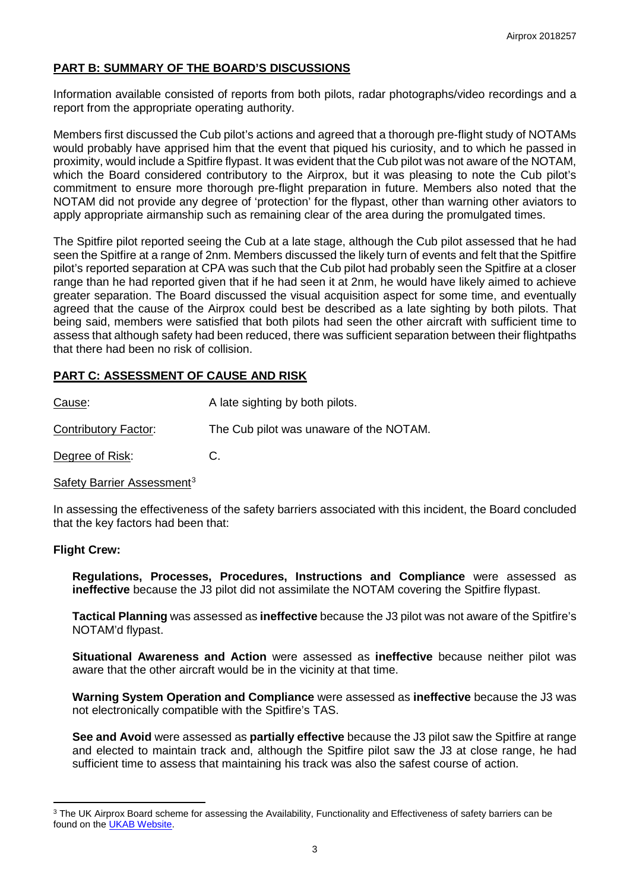## PART B: SUMMARY OF THE BOARD'S DISCUSSIONS

Information available consisted of reports from both pilots, radar photographs/video recordings and a report from the appropriate operating authority.

Members first discussed the Cub pilot's actions and agreed that a thorough pre-flight study of NOTAMs would probably have apprised him that the event that piqued his curiosity, and to which he passed in proximity, would include a Spitfire flypast. It was evident that the Cub pilot was not aware of the NOTAM, which the Board considered contributory to the Airprox, but it was pleasing to note the Cub pilot's commitment to ensure more thorough pre-flight preparation in future. Members also noted that the NOTAM did not provide any degree of 'protection' for the flypast, other than warning other aviators to apply appropriate airmanship such as remaining clear of the area during the promulgated times.

The Spitfire pilot reported seeing the Cub at a late stage, although the Cub pilot assessed that he had seen the Spitfire at a range of 2nm. Members discussed the likely turn of events and felt that the Spitfire pilot's reported separation at CPA was such that the Cub pilot had probably seen the Spitfire at a closer range than he had reported given that if he had seen it at 2nm, he would have likely aimed to achieve greater separation. The Board discussed the visual acquisition aspect for some time, and eventually agreed that the cause of the Airprox could best be described as a late sighting by both pilots. That being said, members were satisfied that both pilots had seen the other aircraft with sufficient time to assess that although safety had been reduced, there was sufficient separation between their flightpaths that there had been no risk of collision.

## PART C: ASSESSMENT OF CAUSE AND RISK

Cause: A late sighting by both pilots.

Contributory Factor: The Cub pilot was unaware of the NOTAM.

Degree of Risk: C.

Safety Barrier Assessment[3]

In assessing the effectiveness of the safety barriers associated with this incident, the Board concluded that the key factors had been that:

### Flight Crew:

**Regulations, Processes, Procedures, Instructions and Compliance** were assessed as **ineffective** because the J3 pilot did not assimilate the NOTAM covering the Spitfire flypast.

**Tactical Planning** was assessed as **ineffective** because the J3 pilot was not aware of the Spitfire's NOTAM'd flypast.

**Situational Awareness and Action** were assessed as **ineffective** because neither pilot was aware that the other aircraft would be in the vicinity at that time.

**Warning System Operation and Compliance** were assessed as **ineffective** because the J3 was not electronically compatible with the Spitfire's TAS.

**See and Avoid** were assessed as **partially effective** because the J3 pilot saw the Spitfire at range and elected to maintain track and, although the Spitfire pilot saw the J3 at close range, he had sufficient time to assess that maintaining his track was also the safest course of action.

---

[3] The UK Airprox Board scheme for assessing the Availability, Functionality and Effectiveness of safety barriers can be found on the UKAB Website.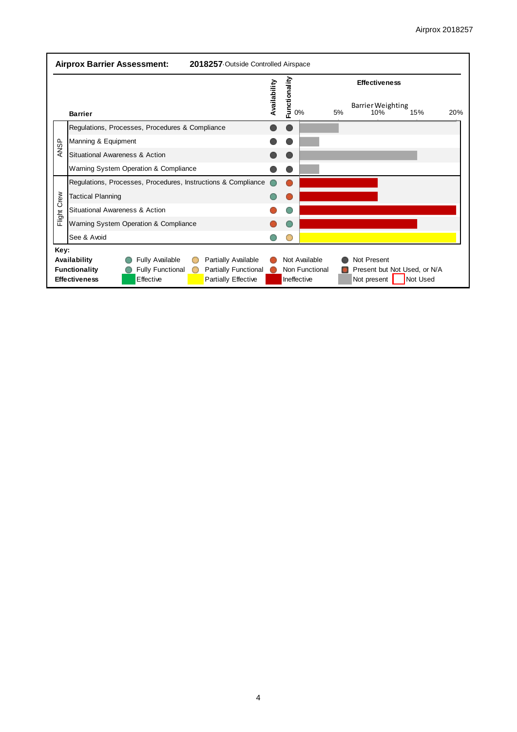**Airprox Barrier Assessment:** **2018257** Outside Controlled Airspace

| | Barrier | Availability | Functionality |
|---|---|---|---|
| ANSP | Regulations, Processes, Procedures & Compliance | Not Present | Not Present |
| ANSP | Manning & Equipment | Not Present | Not Present |
| ANSP | Situational Awareness & Action | Not Present | Not Present |
| ANSP | Warning System Operation & Compliance | Not Present | Not Present |
| Flight Crew | Regulations, Processes, Procedures, Instructions & Compliance | Fully Available | Non Functional |
| Flight Crew | Tactical Planning | Fully Available | Non Functional |
| Flight Crew | Situational Awareness & Action | Not Available | Fully Functional |
| Flight Crew | Warning System Operation & Compliance | Not Available | Fully Functional |
| Flight Crew | See & Avoid | Fully Available | Partially Functional |

Effectiveness

Barrier Weighting

0% 5% 10% 15% 20%

**Key:**

**Availability**: Fully Available, Partially Available, Not Available, Not Present

**Functionality**: Fully Functional, Partially Functional, Non Functional, Present but Not Used, or N/A

**Effectiveness**: Effective, Partially Effective, Ineffective, Not present, Not Used